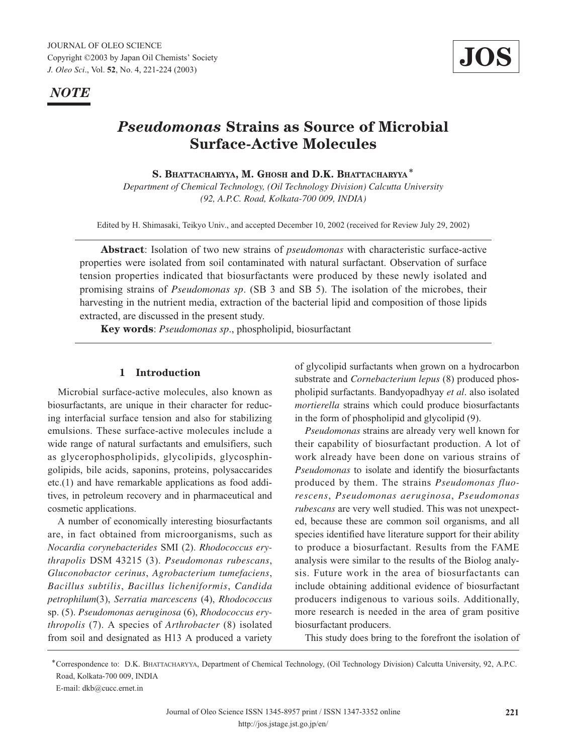*NOTE*

# *Pseudomonas* Strains as Source of Microbial Surface-Active Molecules

**S. Bhattacharyya, M. Ghosh and D.K. Bhattacharyya***

*Department of Chemical Technology, (Oil Technology Division) Calcutta University (92, A.P.C. Road, Kolkata-700 009, INDIA)*

Edited by H. Shimasaki, Teikyo Univ., and accepted December 10, 2002 (received for Review July 29, 2002)

**Abstract**: Isolation of two new strains of *pseudomonas* with characteristic surface-active properties were isolated from soil contaminated with natural surfactant. Observation of surface tension properties indicated that biosurfactants were produced by these newly isolated and promising strains of *Pseudomonas sp*. (SB 3 and SB 5). The isolation of the microbes, their harvesting in the nutrient media, extraction of the bacterial lipid and composition of those lipids extracted, are discussed in the present study.

**Key words**: *Pseudomonas sp*., phospholipid, biosurfactant

## 1 Introduction

Microbial surface-active molecules, also known as biosurfactants, are unique in their character for reducing interfacial surface tension and also for stabilizing emulsions. These surface-active molecules include a wide range of natural surfactants and emulsifiers, such as glycerophospholipids, glycolipids, glycosphingolipids, bile acids, saponins, proteins, polysaccharides etc.(1) and have remarkable applications as food additives, in petroleum recovery and in pharmaceutical and cosmetic applications.

A number of economically interesting biosurfactants are, in fact obtained from microorganisms, such as *Nocardia corynebacterides* SMI (2). *Rhodococcus erythrapolis* DSM 43215 (3). *Pseudomonas rubescans*, *Gluconobactor cerinus*, *Agrobacterium tumefaciens*, *Bacillus subtilis*, *Bacillus licheniformis*, *Candida petrophilum*(3), *Serratia marcescens* (4), *Rhodococcus* sp. (5). *Pseudomonas aeruginosa* (6), *Rhodococcus erythropolis* (7). A species of *Arthrobacter* (8) isolated from soil and designated as H13 A produced a variety of glycolipid surfactants when grown on a hydrocarbon substrate and *Cornebacterium lepus* (8) produced phospholipid surfactants. Bandyopadhyay *et al*. also isolated *mortierella* strains which could produce biosurfactants in the form of phospholipid and glycolipid (9).

*Pseudomonas* strains are already very well known for their capability of biosurfactant production. A lot of work already have been done on various strains of *Pseudomonas* to isolate and identify the biosurfactants produced by them. The strains *Pseudomonas fluorescens*, *Pseudomonas aeruginosa*, *Pseudomonas rubescans* are very well studied. This was not unexpected, because these are common soil organisms, and all species identified have literature support for their ability to produce a biosurfactant. Results from the FAME analysis were similar to the results of the Biolog analysis. Future work in the area of biosurfactants can include obtaining additional evidence of biosurfactant producers indigenous to various soils. Additionally, more research is needed in the area of gram positive biosurfactant producers.

This study does bring to the forefront the isolation of

*Correspondence to: D.K. Bhattacharyya, Department of Chemical Technology, (Oil Technology Division) Calcutta University, 92, A.P.C. Road, Kolkata-700 009, INDIA
E-mail: dkb@cucc.ernet.in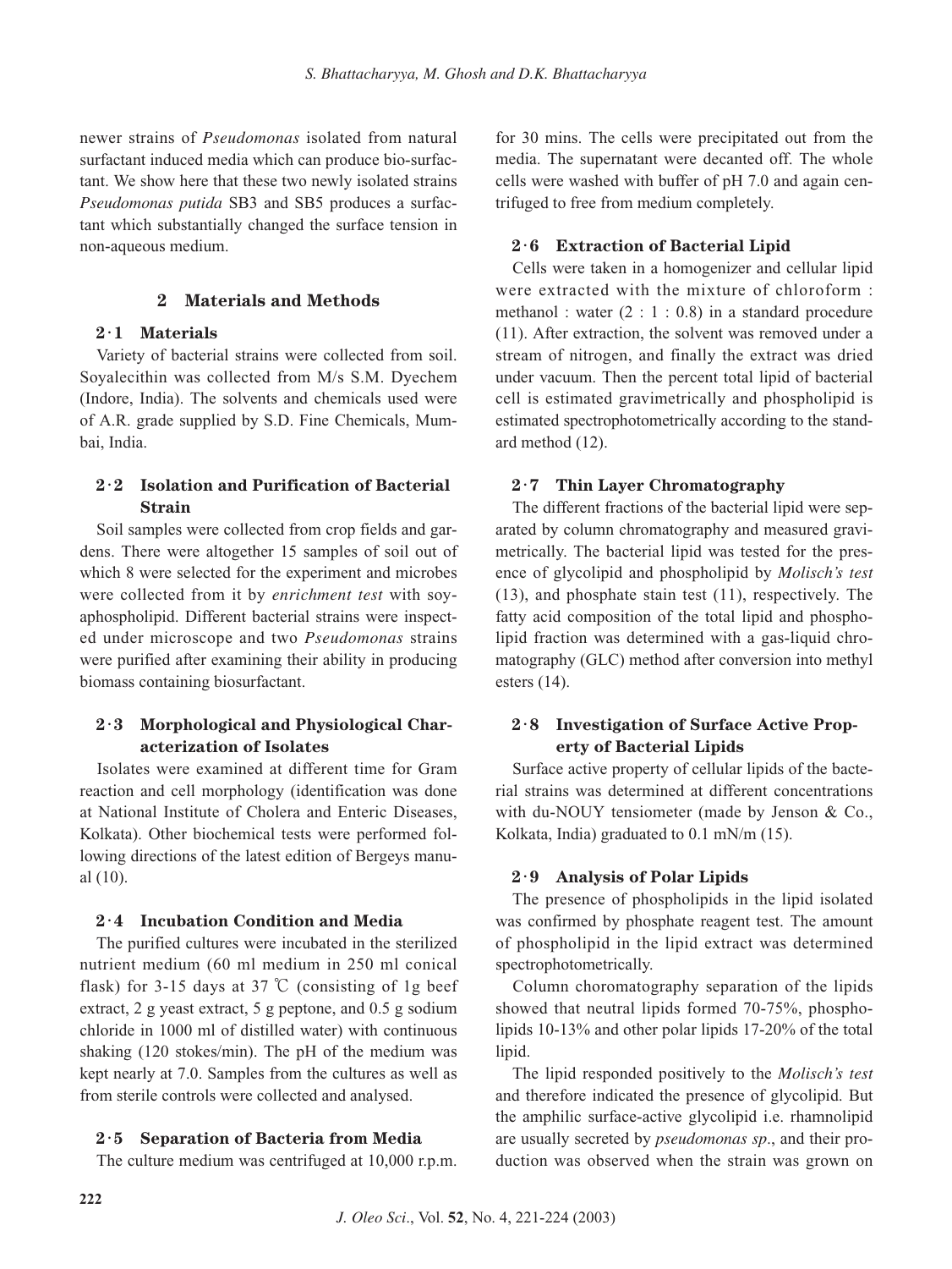newer strains of *Pseudomonas* isolated from natural surfactant induced media which can produce bio-surfactant. We show here that these two newly isolated strains *Pseudomonas putida* SB3 and SB5 produces a surfactant which substantially changed the surface tension in non-aqueous medium.

## 2 Materials and Methods

### 2·1 Materials

Variety of bacterial strains were collected from soil. Soyalecithin was collected from M/s S.M. Dyechem (Indore, India). The solvents and chemicals used were of A.R. grade supplied by S.D. Fine Chemicals, Mumbai, India.

### 2·2 Isolation and Purification of Bacterial Strain

Soil samples were collected from crop fields and gardens. There were altogether 15 samples of soil out of which 8 were selected for the experiment and microbes were collected from it by *enrichment test* with soyaphospholipid. Different bacterial strains were inspected under microscope and two *Pseudomonas* strains were purified after examining their ability in producing biomass containing biosurfactant.

### 2·3 Morphological and Physiological Characterization of Isolates

Isolates were examined at different time for Gram reaction and cell morphology (identification was done at National Institute of Cholera and Enteric Diseases, Kolkata). Other biochemical tests were performed following directions of the latest edition of Bergeys manual (10).

### 2·4 Incubation Condition and Media

The purified cultures were incubated in the sterilized nutrient medium (60 ml medium in 250 ml conical flask) for 3-15 days at 37 ℃ (consisting of 1g beef extract, 2 g yeast extract, 5 g peptone, and 0.5 g sodium chloride in 1000 ml of distilled water) with continuous shaking (120 stokes/min). The pH of the medium was kept nearly at 7.0. Samples from the cultures as well as from sterile controls were collected and analysed.

### 2·5 Separation of Bacteria from Media

The culture medium was centrifuged at 10,000 r.p.m. for 30 mins. The cells were precipitated out from the media. The supernatant were decanted off. The whole cells were washed with buffer of pH 7.0 and again centrifuged to free from medium completely.

### 2·6 Extraction of Bacterial Lipid

Cells were taken in a homogenizer and cellular lipid were extracted with the mixture of chloroform : methanol : water (2 : 1 : 0.8) in a standard procedure (11). After extraction, the solvent was removed under a stream of nitrogen, and finally the extract was dried under vacuum. Then the percent total lipid of bacterial cell is estimated gravimetrically and phospholipid is estimated spectrophotometrically according to the standard method (12).

### 2·7 Thin Layer Chromatography

The different fractions of the bacterial lipid were separated by column chromatography and measured gravimetrically. The bacterial lipid was tested for the presence of glycolipid and phospholipid by *Molisch's test* (13), and phosphate stain test (11), respectively. The fatty acid composition of the total lipid and phospholipid fraction was determined with a gas-liquid chromatography (GLC) method after conversion into methyl esters (14).

### 2·8 Investigation of Surface Active Property of Bacterial Lipids

Surface active property of cellular lipids of the bacterial strains was determined at different concentrations with du-NOUY tensiometer (made by Jenson & Co., Kolkata, India) graduated to 0.1 mN/m (15).

### 2·9 Analysis of Polar Lipids

The presence of phospholipids in the lipid isolated was confirmed by phosphate reagent test. The amount of phospholipid in the lipid extract was determined spectrophotometrically.

Column choromatography separation of the lipids showed that neutral lipids formed 70-75%, phospholipids 10-13% and other polar lipids 17-20% of the total lipid.

The lipid responded positively to the *Molisch's test* and therefore indicated the presence of glycolipid. But the amphilic surface-active glycolipid i.e. rhamnolipid are usually secreted by *pseudomonas sp*., and their production was observed when the strain was grown on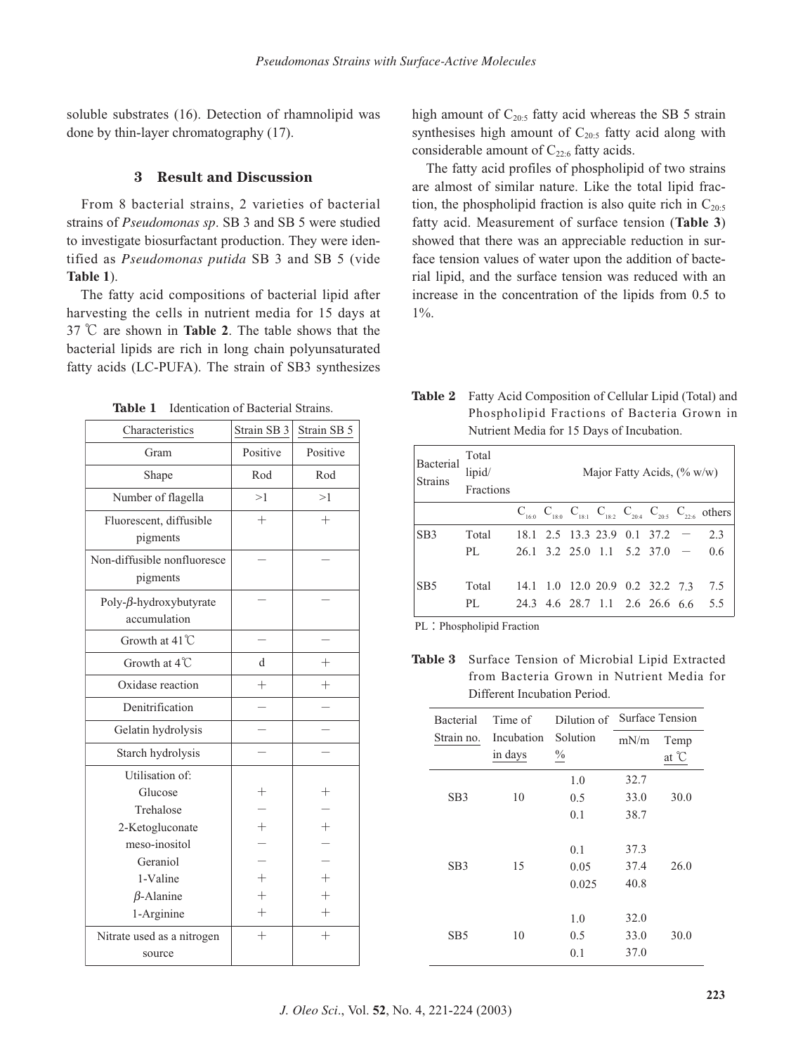soluble substrates (16). Detection of rhamnolipid was done by thin-layer chromatography (17).

## 3 Result and Discussion

From 8 bacterial strains, 2 varieties of bacterial strains of *Pseudomonas sp*. SB 3 and SB 5 were studied to investigate biosurfactant production. They were identified as *Pseudomonas putida* SB 3 and SB 5 (vide **Table 1**).

The fatty acid compositions of bacterial lipid after harvesting the cells in nutrient media for 15 days at 37 ℃ are shown in **Table 2**. The table shows that the bacterial lipids are rich in long chain polyunsaturated fatty acids (LC-PUFA). The strain of SB3 synthesizes high amount of $C_{20:5}$ fatty acid whereas the SB 5 strain synthesises high amount of $C_{20:5}$ fatty acid along with considerable amount of $C_{22:6}$ fatty acids.

The fatty acid profiles of phospholipid of two strains are almost of similar nature. Like the total lipid fraction, the phospholipid fraction is also quite rich in $C_{20:5}$ fatty acid. Measurement of surface tension (**Table 3**) showed that there was an appreciable reduction in surface tension values of water upon the addition of bacterial lipid, and the surface tension was reduced with an increase in the concentration of the lipids from 0.5 to 1%.

**Table 1** Identication of Bacterial Strains.

| Characteristics | Strain SB 3 | Strain SB 5 |
|---|---|---|
| Gram | Positive | Positive |
| Shape | Rod | Rod |
| Number of flagella | >1 | >1 |
| Fluorescent, diffusible pigments | + | + |
| Non-diffusible nonfluoresce pigments | – | – |
| Poly-$\beta$-hydroxybutyrate accumulation | – | – |
| Growth at 41℃ | – | – |
| Growth at 4℃ | d | + |
| Oxidase reaction | + | + |
| Denitrification | – | – |
| Gelatin hydrolysis | – | – |
| Starch hydrolysis | – | – |
| Utilisation of: | | |
| Glucose | + | + |
| Trehalose | – | – |
| 2-Ketogluconate | + | + |
| meso-inositol | – | – |
| Geraniol | – | – |
| 1-Valine | + | + |
| $\beta$-Alanine | + | + |
| 1-Arginine | + | + |
| Nitrate used as a nitrogen source | + | + |

**Table 2** Fatty Acid Composition of Cellular Lipid (Total) and Phospholipid Fractions of Bacteria Grown in Nutrient Media for 15 Days of Incubation.

| Bacterial Strains | Total lipid/ Fractions | Major Fatty Acids, (% w/w) | | | | | | | |
|---|---|---|---|---|---|---|---|---|---|
| | | $C_{16:0}$ | $C_{18:0}$ | $C_{18:1}$ | $C_{18:2}$ | $C_{20:4}$ | $C_{20:5}$ | $C_{22:6}$ | others |
| SB3 | Total | 18.1 | 2.5 | 13.3 | 23.9 | 0.1 | 37.2 | – | 2.3 |
| | PL | 26.1 | 3.2 | 25.0 | 1.1 | 5.2 | 37.0 | – | 0.6 |
| SB5 | Total | 14.1 | 1.0 | 12.0 | 20.9 | 0.2 | 32.2 | 7.3 | 7.5 |
| | PL | 24.3 | 4.6 | 28.7 | 1.1 | 2.6 | 26.6 | 6.6 | 5.5 |

PL：Phospholipid Fraction

**Table 3** Surface Tension of Microbial Lipid Extracted from Bacteria Grown in Nutrient Media for Different Incubation Period.

| Bacterial Strain no. | Time of Incubation in days | Dilution of Solution % | Surface Tension | |
|---|---|---|---|---|
| | | | mN/m | Temp at ℃ |
| SB3 | 10 | 1.0 | 32.7 | 30.0 |
| | | 0.5 | 33.0 | |
| | | 0.1 | 38.7 | |
| SB3 | 15 | 0.1 | 37.3 | 26.0 |
| | | 0.05 | 37.4 | |
| | | 0.025 | 40.8 | |
| SB5 | 10 | 1.0 | 32.0 | 30.0 |
| | | 0.5 | 33.0 | |
| | | 0.1 | 37.0 | |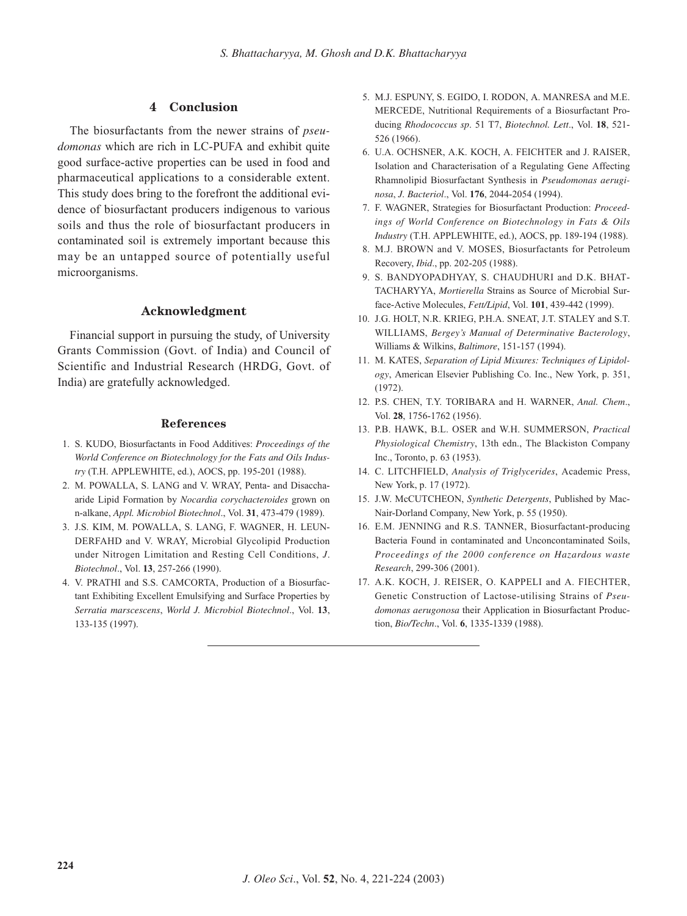## 4 Conclusion

The biosurfactants from the newer strains of *pseudomonas* which are rich in LC-PUFA and exhibit quite good surface-active properties can be used in food and pharmaceutical applications to a considerable extent. This study does bring to the forefront the additional evidence of biosurfactant producers indigenous to various soils and thus the role of biosurfactant producers in contaminated soil is extremely important because this may be an untapped source of potentially useful microorganisms.

## Acknowledgment

Financial support in pursuing the study, of University Grants Commission (Govt. of India) and Council of Scientific and Industrial Research (HRDG, Govt. of India) are gratefully acknowledged.

## References

1. S. KUDO, Biosurfactants in Food Additives: *Proceedings of the World Conference on Biotechnology for the Fats and Oils Industry* (T.H. APPLEWHITE, ed.), AOCS, pp. 195-201 (1988).
2. M. POWALLA, S. LANG and V. WRAY, Penta- and Disaccharide Lipid Formation by *Nocardia corychacteroides* grown on n-alkane, *Appl. Microbiol Biotechnol*., Vol. **31**, 473-479 (1989).
3. J.S. KIM, M. POWALLA, S. LANG, F. WAGNER, H. LEUNDERFAHD and V. WRAY, Microbial Glycolipid Production under Nitrogen Limitation and Resting Cell Conditions, *J. Biotechnol*., Vol. **13**, 257-266 (1990).
4. V. PRATHI and S.S. CAMCORTA, Production of a Biosurfactant Exhibiting Excellent Emulsifying and Surface Properties by *Serratia marscescens*, *World J. Microbiol Biotechnol*., Vol. **13**, 133-135 (1997).
5. M.J. ESPUNY, S. EGIDO, I. RODON, A. MANRESA and M.E. MERCEDE, Nutritional Requirements of a Biosurfactant Producing *Rhodococcus sp*. 51 T7, *Biotechnol. Lett*., Vol. **18**, 521-526 (1966).
6. U.A. OCHSNER, A.K. KOCH, A. FEICHTER and J. RAISER, Isolation and Characterisation of a Regulating Gene Affecting Rhamnolipid Biosurfactant Synthesis in *Pseudomonas aeruginosa*, *J. Bacteriol*., Vol. **176**, 2044-2054 (1994).
7. F. WAGNER, Strategies for Biosurfactant Production: *Proceedings of World Conference on Biotechnology in Fats & Oils Industry* (T.H. APPLEWHITE, ed.), AOCS, pp. 189-194 (1988).
8. M.J. BROWN and V. MOSES, Biosurfactants for Petroleum Recovery, *Ibid*., pp. 202-205 (1988).
9. S. BANDYOPADHYAY, S. CHAUDHURI and D.K. BHATTACHARYYA, *Mortierella* Strains as Source of Microbial Surface-Active Molecules, *Fett/Lipid*, Vol. **101**, 439-442 (1999).
10. J.G. HOLT, N.R. KRIEG, P.H.A. SNEAT, J.T. STALEY and S.T. WILLIAMS, *Bergey's Manual of Determinative Bacterology*, Williams & Wilkins, *Baltimore*, 151-157 (1994).
11. M. KATES, *Separation of Lipid Mixures: Techniques of Lipidology*, American Elsevier Publishing Co. Inc., New York, p. 351, (1972).
12. P.S. CHEN, T.Y. TORIBARA and H. WARNER, *Anal. Chem*., Vol. **28**, 1756-1762 (1956).
13. P.B. HAWK, B.L. OSER and W.H. SUMMERSON, *Practical Physiological Chemistry*, 13th edn., The Blackiston Company Inc., Toronto, p. 63 (1953).
14. C. LITCHFIELD, *Analysis of Triglycerides*, Academic Press, New York, p. 17 (1972).
15. J.W. McCUTCHEON, *Synthetic Detergents*, Published by MacNair-Dorland Company, New York, p. 55 (1950).
16. E.M. JENNING and R.S. TANNER, Biosurfactant-producing Bacteria Found in contaminated and Unconcontaminated Soils, *Proceedings of the 2000 conference on Hazardous waste Research*, 299-306 (2001).
17. A.K. KOCH, J. REISER, O. KAPPELI and A. FIECHTER, Genetic Construction of Lactose-utilising Strains of *Pseudomonas aerugonosa* their Application in Biosurfactant Production, *Bio/Techn*., Vol. **6**, 1335-1339 (1988).